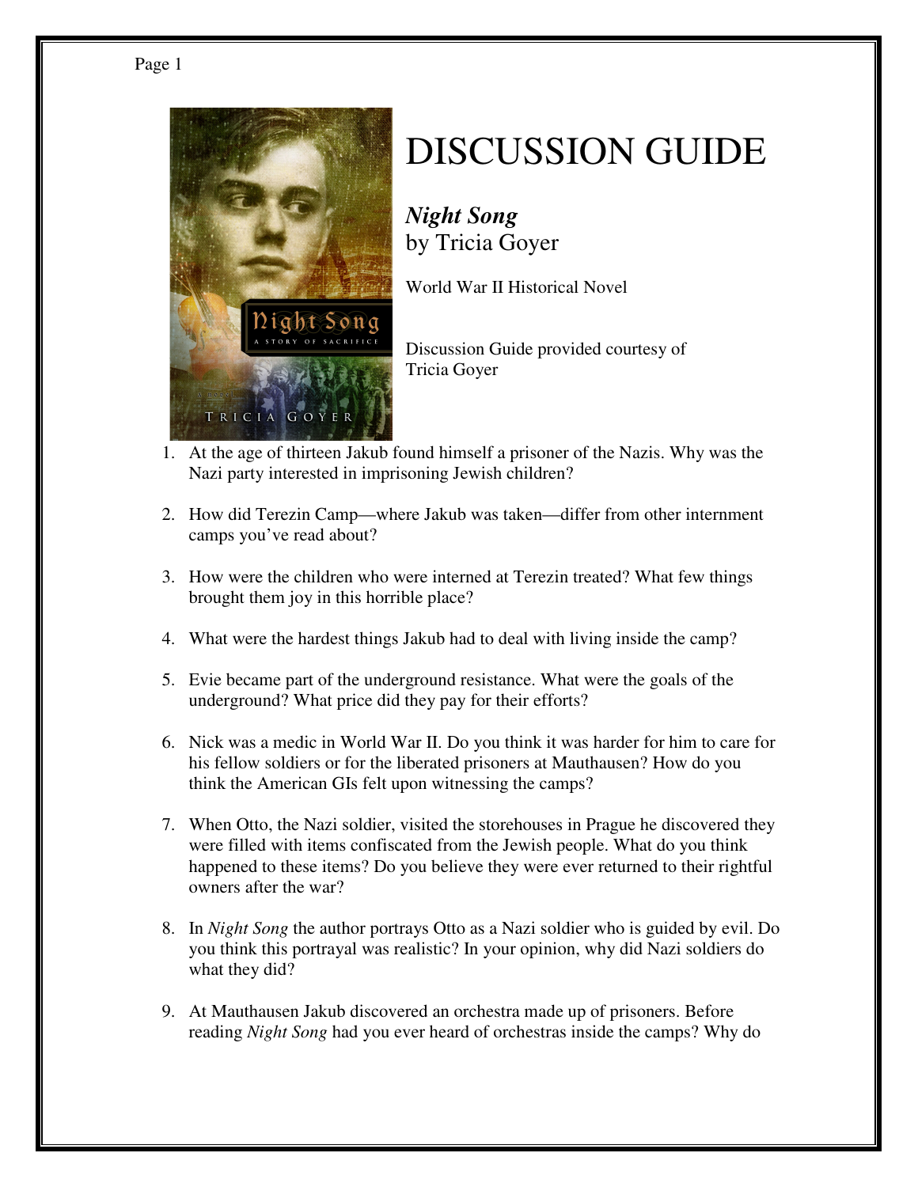# DISCUSSION GUIDE

***Night Song***
by Tricia Goyer

World War II Historical Novel

Discussion Guide provided courtesy of Tricia Goyer

1. At the age of thirteen Jakub found himself a prisoner of the Nazis. Why was the Nazi party interested in imprisoning Jewish children?

2. How did Terezin Camp—where Jakub was taken—differ from other internment camps you've read about?

3. How were the children who were interned at Terezin treated? What few things brought them joy in this horrible place?

4. What were the hardest things Jakub had to deal with living inside the camp?

5. Evie became part of the underground resistance. What were the goals of the underground? What price did they pay for their efforts?

6. Nick was a medic in World War II. Do you think it was harder for him to care for his fellow soldiers or for the liberated prisoners at Mauthausen? How do you think the American GIs felt upon witnessing the camps?

7. When Otto, the Nazi soldier, visited the storehouses in Prague he discovered they were filled with items confiscated from the Jewish people. What do you think happened to these items? Do you believe they were ever returned to their rightful owners after the war?

8. In *Night Song* the author portrays Otto as a Nazi soldier who is guided by evil. Do you think this portrayal was realistic? In your opinion, why did Nazi soldiers do what they did?

9. At Mauthausen Jakub discovered an orchestra made up of prisoners. Before reading *Night Song* had you ever heard of orchestras inside the camps? Why do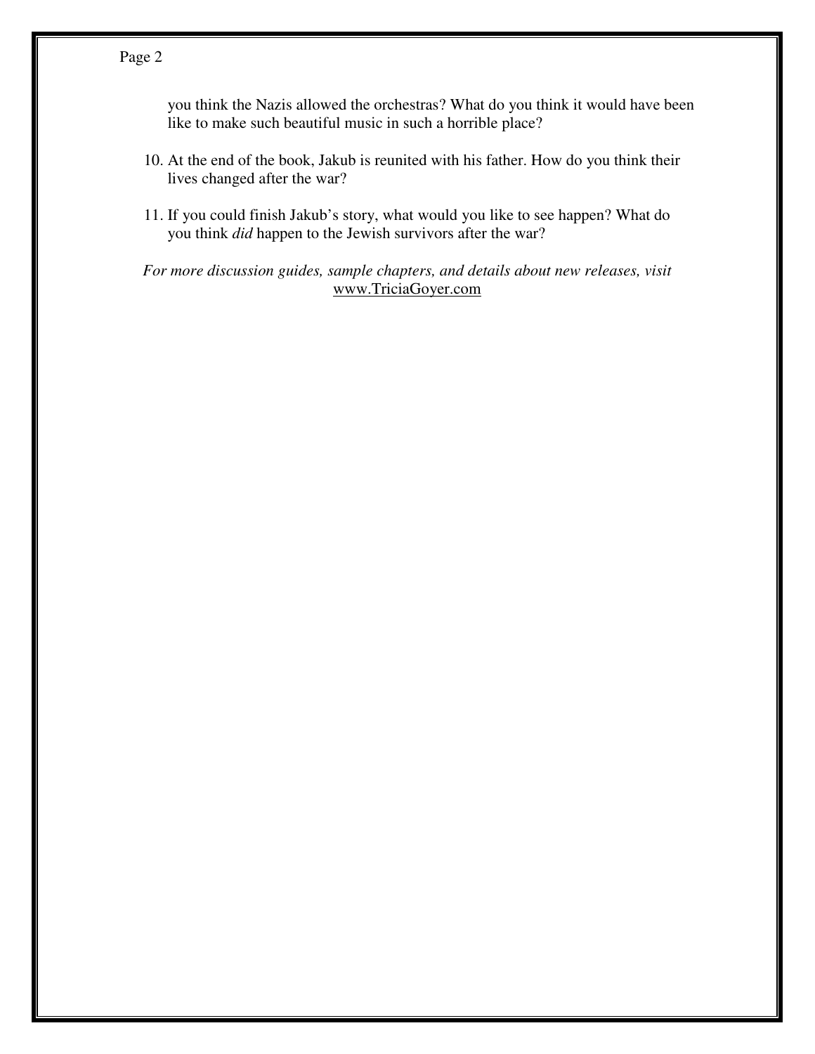you think the Nazis allowed the orchestras? What do you think it would have been like to make such beautiful music in such a horrible place?

10. At the end of the book, Jakub is reunited with his father. How do you think their lives changed after the war?

11. If you could finish Jakub's story, what would you like to see happen? What do you think *did* happen to the Jewish survivors after the war?

*For more discussion guides, sample chapters, and details about new releases, visit* www.TriciaGoyer.com